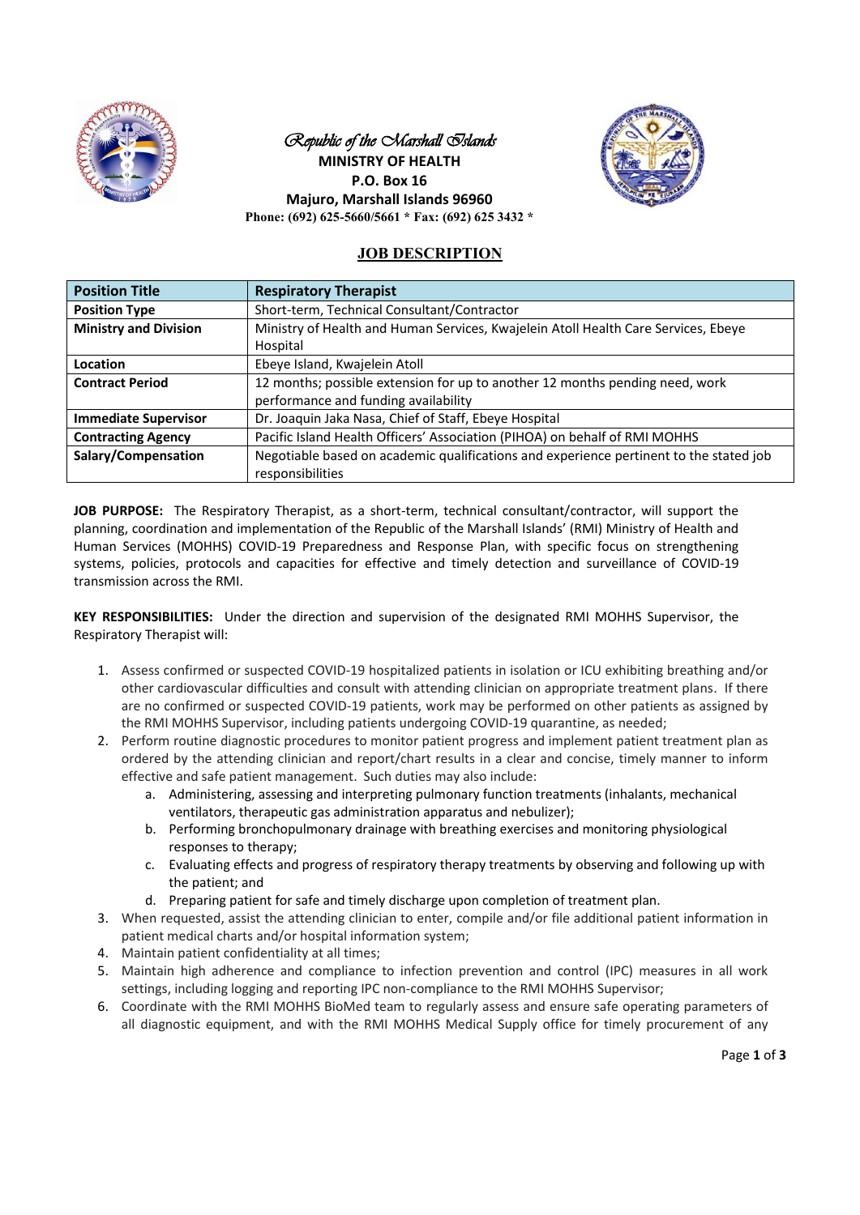*Republic of the Marshall Islands*
**MINISTRY OF HEALTH**
**P.O. Box 16**
**Majuro, Marshall Islands 96960**
**Phone: (692) 625-5660/5661 * Fax: (692) 625 3432 ***

## JOB DESCRIPTION

| **Position Title** | **Respiratory Therapist** |
|---|---|
| **Position Type** | Short-term, Technical Consultant/Contractor |
| **Ministry and Division** | Ministry of Health and Human Services, Kwajelein Atoll Health Care Services, Ebeye Hospital |
| **Location** | Ebeye Island, Kwajelein Atoll |
| **Contract Period** | 12 months; possible extension for up to another 12 months pending need, work performance and funding availability |
| **Immediate Supervisor** | Dr. Joaquin Jaka Nasa, Chief of Staff, Ebeye Hospital |
| **Contracting Agency** | Pacific Island Health Officers' Association (PIHOA) on behalf of RMI MOHHS |
| **Salary/Compensation** | Negotiable based on academic qualifications and experience pertinent to the stated job responsibilities |

**JOB PURPOSE:** The Respiratory Therapist, as a short-term, technical consultant/contractor, will support the planning, coordination and implementation of the Republic of the Marshall Islands' (RMI) Ministry of Health and Human Services (MOHHS) COVID-19 Preparedness and Response Plan, with specific focus on strengthening systems, policies, protocols and capacities for effective and timely detection and surveillance of COVID-19 transmission across the RMI.

**KEY RESPONSIBILITIES:** Under the direction and supervision of the designated RMI MOHHS Supervisor, the Respiratory Therapist will:

1. Assess confirmed or suspected COVID-19 hospitalized patients in isolation or ICU exhibiting breathing and/or other cardiovascular difficulties and consult with attending clinician on appropriate treatment plans. If there are no confirmed or suspected COVID-19 patients, work may be performed on other patients as assigned by the RMI MOHHS Supervisor, including patients undergoing COVID-19 quarantine, as needed;
2. Perform routine diagnostic procedures to monitor patient progress and implement patient treatment plan as ordered by the attending clinician and report/chart results in a clear and concise, timely manner to inform effective and safe patient management. Such duties may also include:
    a. Administering, assessing and interpreting pulmonary function treatments (inhalants, mechanical ventilators, therapeutic gas administration apparatus and nebulizer);
    b. Performing bronchopulmonary drainage with breathing exercises and monitoring physiological responses to therapy;
    c. Evaluating effects and progress of respiratory therapy treatments by observing and following up with the patient; and
    d. Preparing patient for safe and timely discharge upon completion of treatment plan.
3. When requested, assist the attending clinician to enter, compile and/or file additional patient information in patient medical charts and/or hospital information system;
4. Maintain patient confidentiality at all times;
5. Maintain high adherence and compliance to infection prevention and control (IPC) measures in all work settings, including logging and reporting IPC non-compliance to the RMI MOHHS Supervisor;
6. Coordinate with the RMI MOHHS BioMed team to regularly assess and ensure safe operating parameters of all diagnostic equipment, and with the RMI MOHHS Medical Supply office for timely procurement of any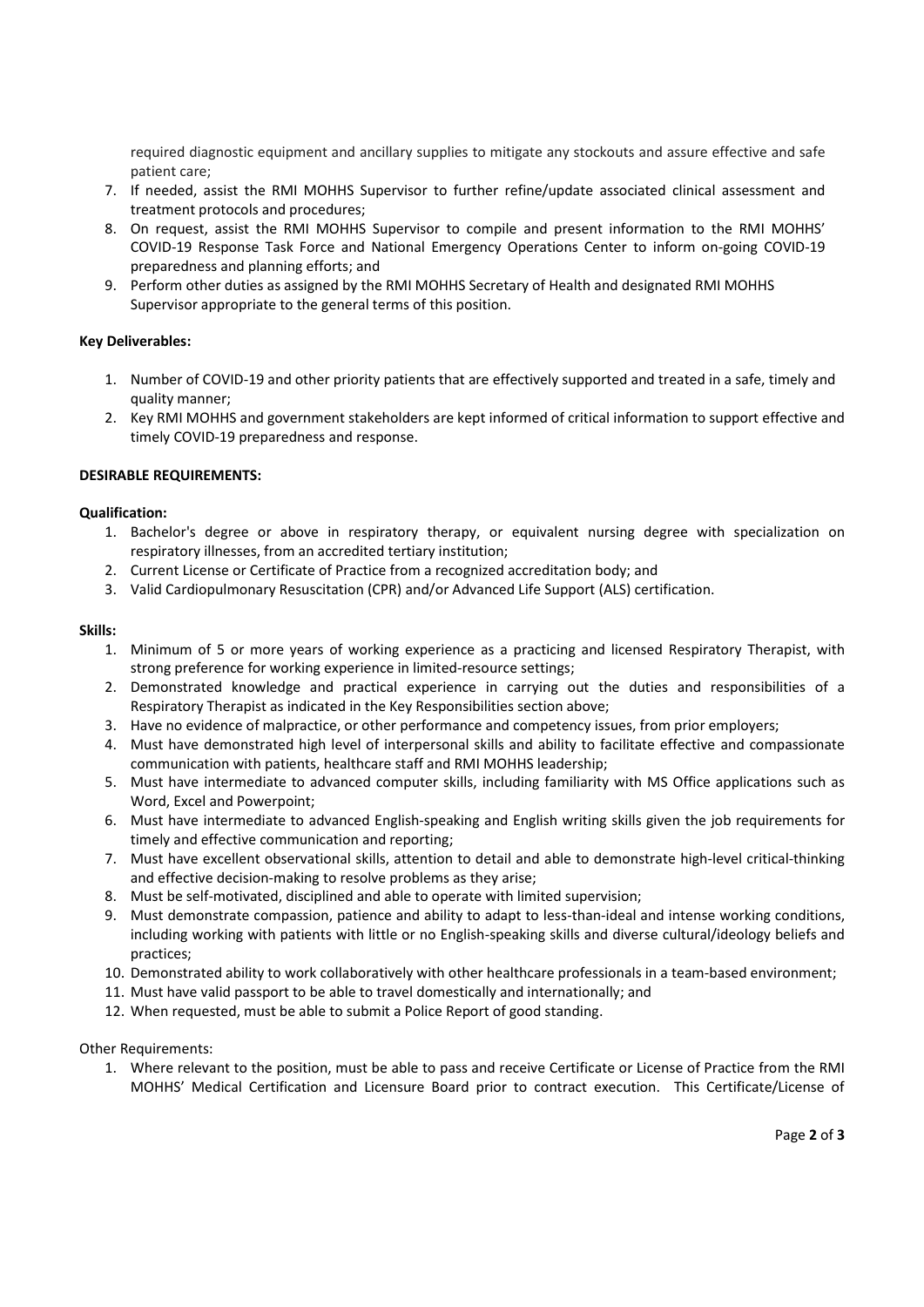required diagnostic equipment and ancillary supplies to mitigate any stockouts and assure effective and safe patient care;

7. If needed, assist the RMI MOHHS Supervisor to further refine/update associated clinical assessment and treatment protocols and procedures;
8. On request, assist the RMI MOHHS Supervisor to compile and present information to the RMI MOHHS' COVID-19 Response Task Force and National Emergency Operations Center to inform on-going COVID-19 preparedness and planning efforts; and
9. Perform other duties as assigned by the RMI MOHHS Secretary of Health and designated RMI MOHHS Supervisor appropriate to the general terms of this position.

**Key Deliverables:**

1. Number of COVID-19 and other priority patients that are effectively supported and treated in a safe, timely and quality manner;
2. Key RMI MOHHS and government stakeholders are kept informed of critical information to support effective and timely COVID-19 preparedness and response.

**DESIRABLE REQUIREMENTS:**

**Qualification:**

1. Bachelor's degree or above in respiratory therapy, or equivalent nursing degree with specialization on respiratory illnesses, from an accredited tertiary institution;
2. Current License or Certificate of Practice from a recognized accreditation body; and
3. Valid Cardiopulmonary Resuscitation (CPR) and/or Advanced Life Support (ALS) certification.

**Skills:**

1. Minimum of 5 or more years of working experience as a practicing and licensed Respiratory Therapist, with strong preference for working experience in limited-resource settings;
2. Demonstrated knowledge and practical experience in carrying out the duties and responsibilities of a Respiratory Therapist as indicated in the Key Responsibilities section above;
3. Have no evidence of malpractice, or other performance and competency issues, from prior employers;
4. Must have demonstrated high level of interpersonal skills and ability to facilitate effective and compassionate communication with patients, healthcare staff and RMI MOHHS leadership;
5. Must have intermediate to advanced computer skills, including familiarity with MS Office applications such as Word, Excel and Powerpoint;
6. Must have intermediate to advanced English-speaking and English writing skills given the job requirements for timely and effective communication and reporting;
7. Must have excellent observational skills, attention to detail and able to demonstrate high-level critical-thinking and effective decision-making to resolve problems as they arise;
8. Must be self-motivated, disciplined and able to operate with limited supervision;
9. Must demonstrate compassion, patience and ability to adapt to less-than-ideal and intense working conditions, including working with patients with little or no English-speaking skills and diverse cultural/ideology beliefs and practices;
10. Demonstrated ability to work collaboratively with other healthcare professionals in a team-based environment;
11. Must have valid passport to be able to travel domestically and internationally; and
12. When requested, must be able to submit a Police Report of good standing.

Other Requirements:

1. Where relevant to the position, must be able to pass and receive Certificate or License of Practice from the RMI MOHHS' Medical Certification and Licensure Board prior to contract execution. This Certificate/License of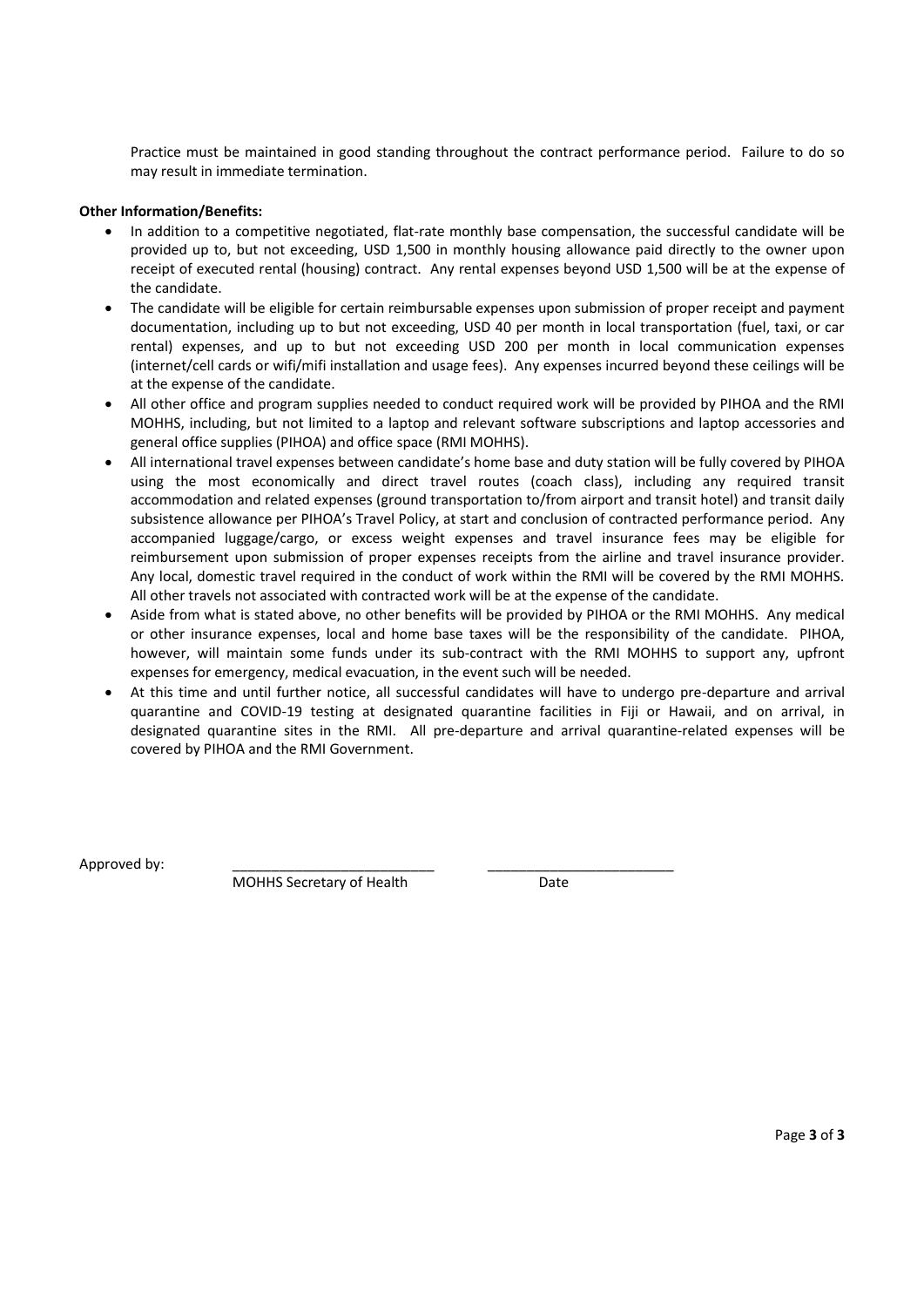Practice must be maintained in good standing throughout the contract performance period. Failure to do so may result in immediate termination.

**Other Information/Benefits:**

- In addition to a competitive negotiated, flat-rate monthly base compensation, the successful candidate will be provided up to, but not exceeding, USD 1,500 in monthly housing allowance paid directly to the owner upon receipt of executed rental (housing) contract. Any rental expenses beyond USD 1,500 will be at the expense of the candidate.
- The candidate will be eligible for certain reimbursable expenses upon submission of proper receipt and payment documentation, including up to but not exceeding, USD 40 per month in local transportation (fuel, taxi, or car rental) expenses, and up to but not exceeding USD 200 per month in local communication expenses (internet/cell cards or wifi/mifi installation and usage fees). Any expenses incurred beyond these ceilings will be at the expense of the candidate.
- All other office and program supplies needed to conduct required work will be provided by PIHOA and the RMI MOHHS, including, but not limited to a laptop and relevant software subscriptions and laptop accessories and general office supplies (PIHOA) and office space (RMI MOHHS).
- All international travel expenses between candidate's home base and duty station will be fully covered by PIHOA using the most economically and direct travel routes (coach class), including any required transit accommodation and related expenses (ground transportation to/from airport and transit hotel) and transit daily subsistence allowance per PIHOA's Travel Policy, at start and conclusion of contracted performance period. Any accompanied luggage/cargo, or excess weight expenses and travel insurance fees may be eligible for reimbursement upon submission of proper expenses receipts from the airline and travel insurance provider. Any local, domestic travel required in the conduct of work within the RMI will be covered by the RMI MOHHS. All other travels not associated with contracted work will be at the expense of the candidate.
- Aside from what is stated above, no other benefits will be provided by PIHOA or the RMI MOHHS. Any medical or other insurance expenses, local and home base taxes will be the responsibility of the candidate. PIHOA, however, will maintain some funds under its sub-contract with the RMI MOHHS to support any, upfront expenses for emergency, medical evacuation, in the event such will be needed.
- At this time and until further notice, all successful candidates will have to undergo pre-departure and arrival quarantine and COVID-19 testing at designated quarantine facilities in Fiji or Hawaii, and on arrival, in designated quarantine sites in the RMI. All pre-departure and arrival quarantine-related expenses will be covered by PIHOA and the RMI Government.

Approved by: __________________________ ________________________

MOHHS Secretary of Health Date